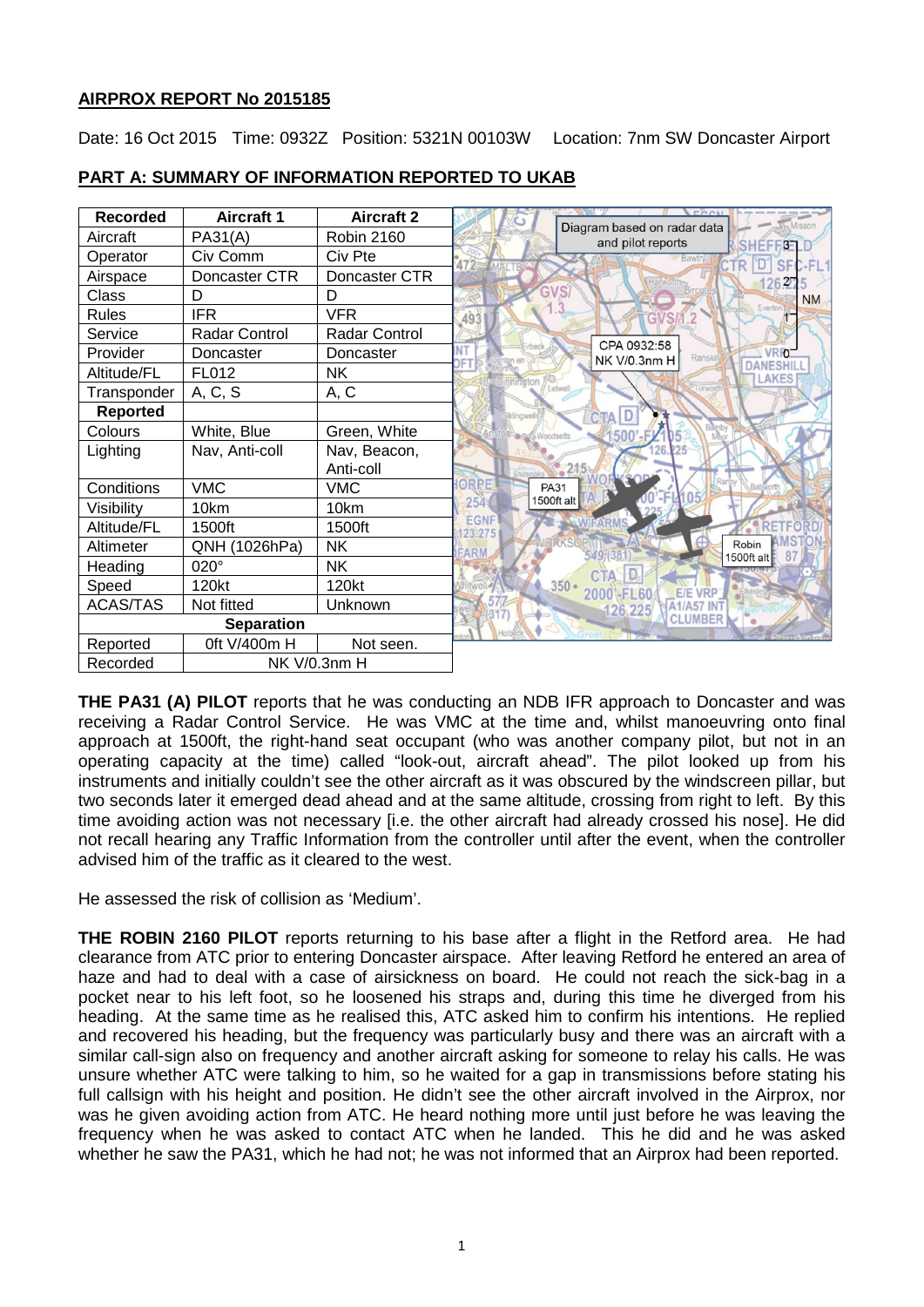**AIRPROX REPORT No 2015185**

Date: 16 Oct 2015 Time: 0932Z Position: 5321N 00103W Location: 7nm SW Doncaster Airport

**PART A: SUMMARY OF INFORMATION REPORTED TO UKAB**

| Recorded | Aircraft 1 | Aircraft 2 |
|---|---|---|
| Aircraft | PA31(A) | Robin 2160 |
| Operator | Civ Comm | Civ Pte |
| Airspace | Doncaster CTR | Doncaster CTR |
| Class | D | D |
| Rules | IFR | VFR |
| Service | Radar Control | Radar Control |
| Provider | Doncaster | Doncaster |
| Altitude/FL | FL012 | NK |
| Transponder | A, C, S | A, C |
| **Reported** | | |
| Colours | White, Blue | Green, White |
| Lighting | Nav, Anti-coll | Nav, Beacon, Anti-coll |
| Conditions | VMC | VMC |
| Visibility | 10km | 10km |
| Altitude/FL | 1500ft | 1500ft |
| Altimeter | QNH (1026hPa) | NK |
| Heading | 020° | NK |
| Speed | 120kt | 120kt |
| ACAS/TAS | Not fitted | Unknown |
| **Separation** | | |
| Reported | 0ft V/400m H | Not seen. |
| Recorded | NK V/0.3nm H | |

Diagram based on radar data and pilot reports

CPA 0932:58 NK V/0.3nm H

PA31 1500ft alt

Robin 1500ft alt

**THE PA31 (A) PILOT** reports that he was conducting an NDB IFR approach to Doncaster and was receiving a Radar Control Service. He was VMC at the time and, whilst manoeuvring onto final approach at 1500ft, the right-hand seat occupant (who was another company pilot, but not in an operating capacity at the time) called "look-out, aircraft ahead". The pilot looked up from his instruments and initially couldn't see the other aircraft as it was obscured by the windscreen pillar, but two seconds later it emerged dead ahead and at the same altitude, crossing from right to left. By this time avoiding action was not necessary [i.e. the other aircraft had already crossed his nose]. He did not recall hearing any Traffic Information from the controller until after the event, when the controller advised him of the traffic as it cleared to the west.

He assessed the risk of collision as 'Medium'.

**THE ROBIN 2160 PILOT** reports returning to his base after a flight in the Retford area. He had clearance from ATC prior to entering Doncaster airspace. After leaving Retford he entered an area of haze and had to deal with a case of airsickness on board. He could not reach the sick-bag in a pocket near to his left foot, so he loosened his straps and, during this time he diverged from his heading. At the same time as he realised this, ATC asked him to confirm his intentions. He replied and recovered his heading, but the frequency was particularly busy and there was an aircraft with a similar call-sign also on frequency and another aircraft asking for someone to relay his calls. He was unsure whether ATC were talking to him, so he waited for a gap in transmissions before stating his full callsign with his height and position. He didn't see the other aircraft involved in the Airprox, nor was he given avoiding action from ATC. He heard nothing more until just before he was leaving the frequency when he was asked to contact ATC when he landed. This he did and he was asked whether he saw the PA31, which he had not; he was not informed that an Airprox had been reported.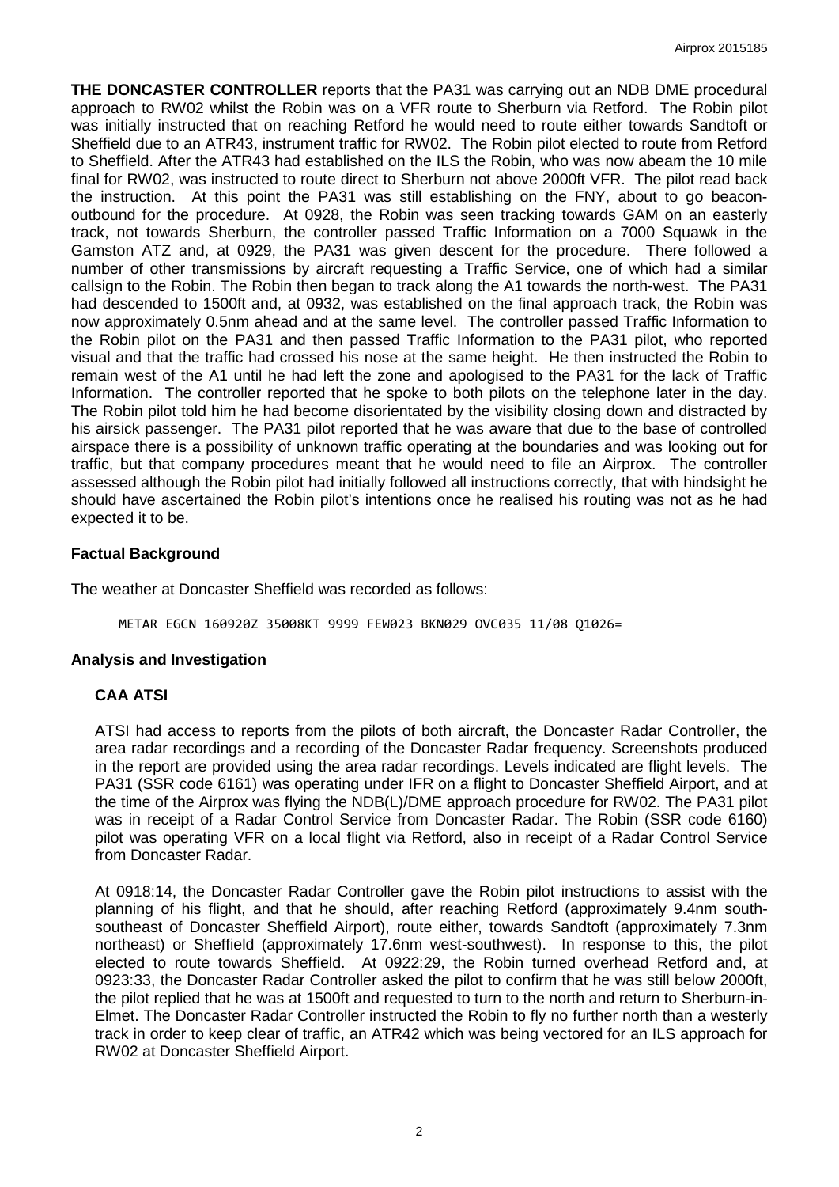**THE DONCASTER CONTROLLER** reports that the PA31 was carrying out an NDB DME procedural approach to RW02 whilst the Robin was on a VFR route to Sherburn via Retford. The Robin pilot was initially instructed that on reaching Retford he would need to route either towards Sandtoft or Sheffield due to an ATR43, instrument traffic for RW02. The Robin pilot elected to route from Retford to Sheffield. After the ATR43 had established on the ILS the Robin, who was now abeam the 10 mile final for RW02, was instructed to route direct to Sherburn not above 2000ft VFR. The pilot read back the instruction. At this point the PA31 was still establishing on the FNY, about to go beacon-outbound for the procedure. At 0928, the Robin was seen tracking towards GAM on an easterly track, not towards Sherburn, the controller passed Traffic Information on a 7000 Squawk in the Gamston ATZ and, at 0929, the PA31 was given descent for the procedure. There followed a number of other transmissions by aircraft requesting a Traffic Service, one of which had a similar callsign to the Robin. The Robin then began to track along the A1 towards the north-west. The PA31 had descended to 1500ft and, at 0932, was established on the final approach track, the Robin was now approximately 0.5nm ahead and at the same level. The controller passed Traffic Information to the Robin pilot on the PA31 and then passed Traffic Information to the PA31 pilot, who reported visual and that the traffic had crossed his nose at the same height. He then instructed the Robin to remain west of the A1 until he had left the zone and apologised to the PA31 for the lack of Traffic Information. The controller reported that he spoke to both pilots on the telephone later in the day. The Robin pilot told him he had become disorientated by the visibility closing down and distracted by his airsick passenger. The PA31 pilot reported that he was aware that due to the base of controlled airspace there is a possibility of unknown traffic operating at the boundaries and was looking out for traffic, but that company procedures meant that he would need to file an Airprox. The controller assessed although the Robin pilot had initially followed all instructions correctly, that with hindsight he should have ascertained the Robin pilot's intentions once he realised his routing was not as he had expected it to be.

## Factual Background

The weather at Doncaster Sheffield was recorded as follows:

```
METAR EGCN 160920Z 35008KT 9999 FEW023 BKN029 OVC035 11/08 Q1026=
```

## Analysis and Investigation

### CAA ATSI

ATSI had access to reports from the pilots of both aircraft, the Doncaster Radar Controller, the area radar recordings and a recording of the Doncaster Radar frequency. Screenshots produced in the report are provided using the area radar recordings. Levels indicated are flight levels. The PA31 (SSR code 6161) was operating under IFR on a flight to Doncaster Sheffield Airport, and at the time of the Airprox was flying the NDB(L)/DME approach procedure for RW02. The PA31 pilot was in receipt of a Radar Control Service from Doncaster Radar. The Robin (SSR code 6160) pilot was operating VFR on a local flight via Retford, also in receipt of a Radar Control Service from Doncaster Radar.

At 0918:14, the Doncaster Radar Controller gave the Robin pilot instructions to assist with the planning of his flight, and that he should, after reaching Retford (approximately 9.4nm south-southeast of Doncaster Sheffield Airport), route either, towards Sandtoft (approximately 7.3nm northeast) or Sheffield (approximately 17.6nm west-southwest). In response to this, the pilot elected to route towards Sheffield. At 0922:29, the Robin turned overhead Retford and, at 0923:33, the Doncaster Radar Controller asked the pilot to confirm that he was still below 2000ft, the pilot replied that he was at 1500ft and requested to turn to the north and return to Sherburn-in-Elmet. The Doncaster Radar Controller instructed the Robin to fly no further north than a westerly track in order to keep clear of traffic, an ATR42 which was being vectored for an ILS approach for RW02 at Doncaster Sheffield Airport.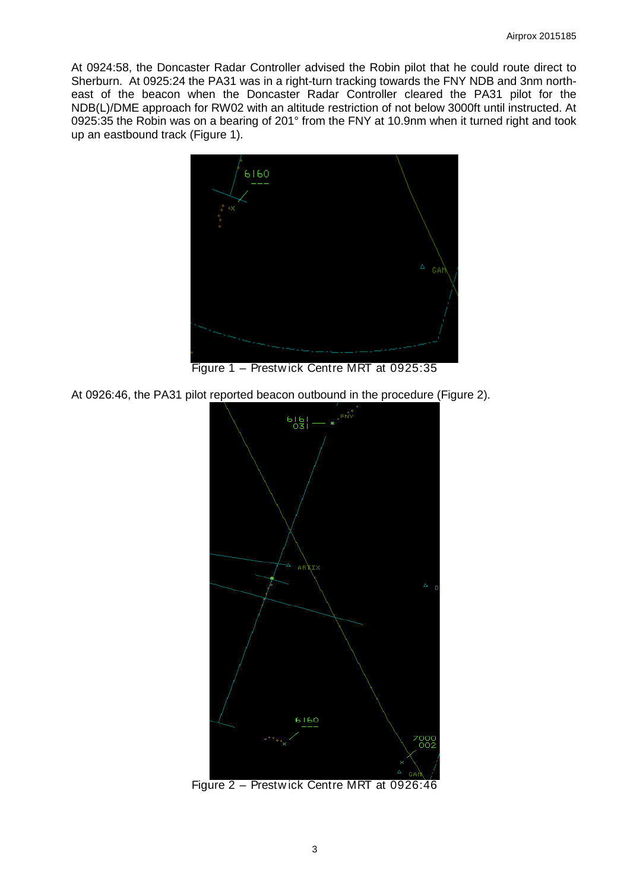At 0924:58, the Doncaster Radar Controller advised the Robin pilot that he could route direct to Sherburn. At 0925:24 the PA31 was in a right-turn tracking towards the FNY NDB and 3nm north-east of the beacon when the Doncaster Radar Controller cleared the PA31 pilot for the NDB(L)/DME approach for RW02 with an altitude restriction of not below 3000ft until instructed. At 0925:35 the Robin was on a bearing of 201° from the FNY at 10.9nm when it turned right and took up an eastbound track (Figure 1).

Figure 1 – Prestwick Centre MRT at 0925:35

At 0926:46, the PA31 pilot reported beacon outbound in the procedure (Figure 2).

Figure 2 – Prestwick Centre MRT at 0926:46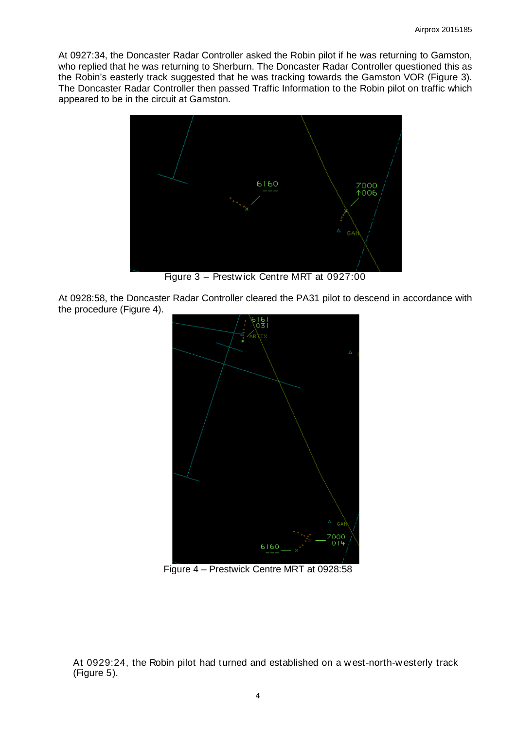At 0927:34, the Doncaster Radar Controller asked the Robin pilot if he was returning to Gamston, who replied that he was returning to Sherburn. The Doncaster Radar Controller questioned this as the Robin's easterly track suggested that he was tracking towards the Gamston VOR (Figure 3). The Doncaster Radar Controller then passed Traffic Information to the Robin pilot on traffic which appeared to be in the circuit at Gamston.

Figure 3 – Prestwick Centre MRT at 0927:00

At 0928:58, the Doncaster Radar Controller cleared the PA31 pilot to descend in accordance with the procedure (Figure 4).

Figure 4 – Prestwick Centre MRT at 0928:58

At 0929:24, the Robin pilot had turned and established on a west-north-westerly track (Figure 5).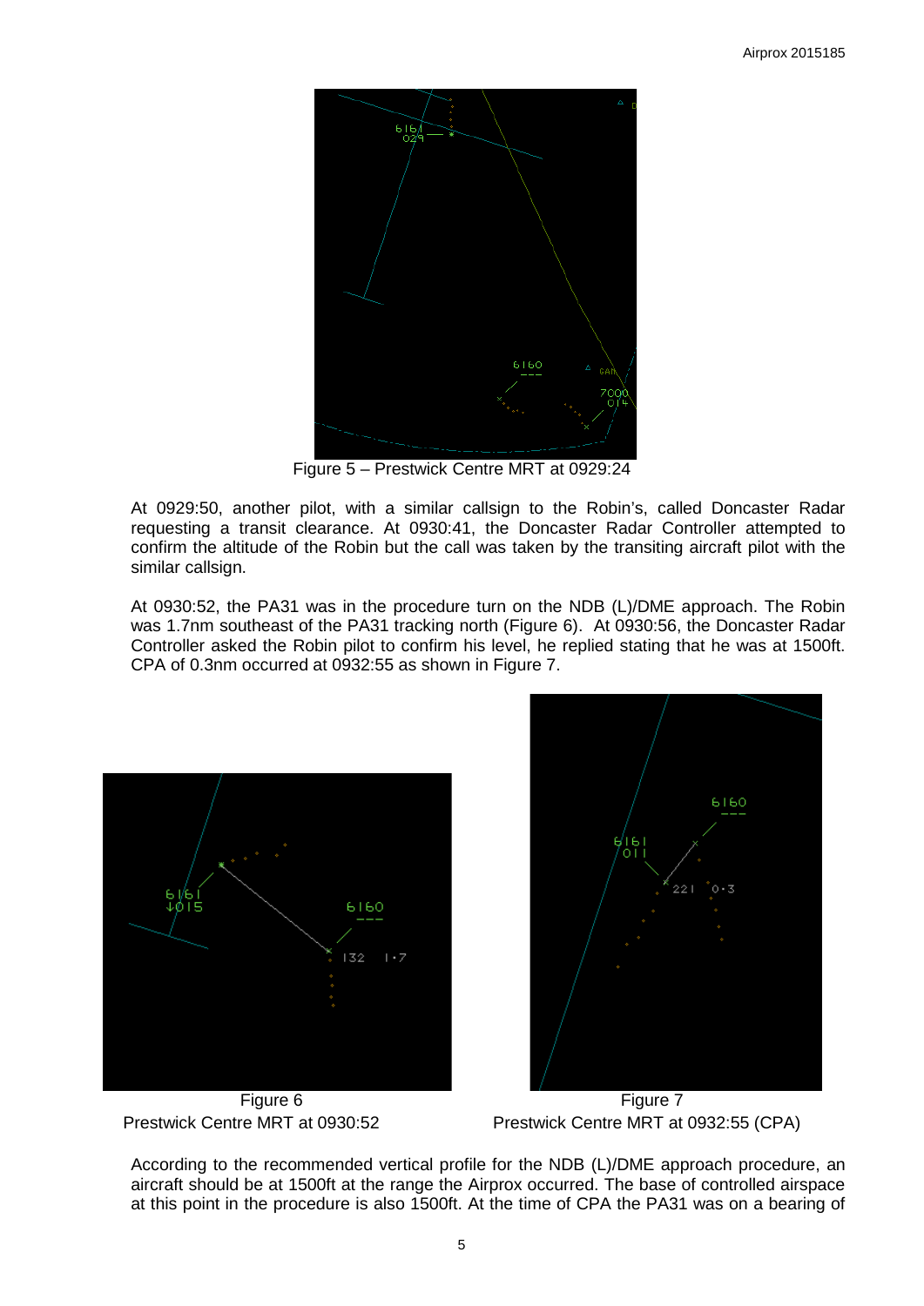Figure 5 – Prestwick Centre MRT at 0929:24

At 0929:50, another pilot, with a similar callsign to the Robin's, called Doncaster Radar requesting a transit clearance. At 0930:41, the Doncaster Radar Controller attempted to confirm the altitude of the Robin but the call was taken by the transiting aircraft pilot with the similar callsign.

At 0930:52, the PA31 was in the procedure turn on the NDB (L)/DME approach. The Robin was 1.7nm southeast of the PA31 tracking north (Figure 6). At 0930:56, the Doncaster Radar Controller asked the Robin pilot to confirm his level, he replied stating that he was at 1500ft. CPA of 0.3nm occurred at 0932:55 as shown in Figure 7.

Figure 6
Prestwick Centre MRT at 0930:52

Figure 7
Prestwick Centre MRT at 0932:55 (CPA)

According to the recommended vertical profile for the NDB (L)/DME approach procedure, an aircraft should be at 1500ft at the range the Airprox occurred. The base of controlled airspace at this point in the procedure is also 1500ft. At the time of CPA the PA31 was on a bearing of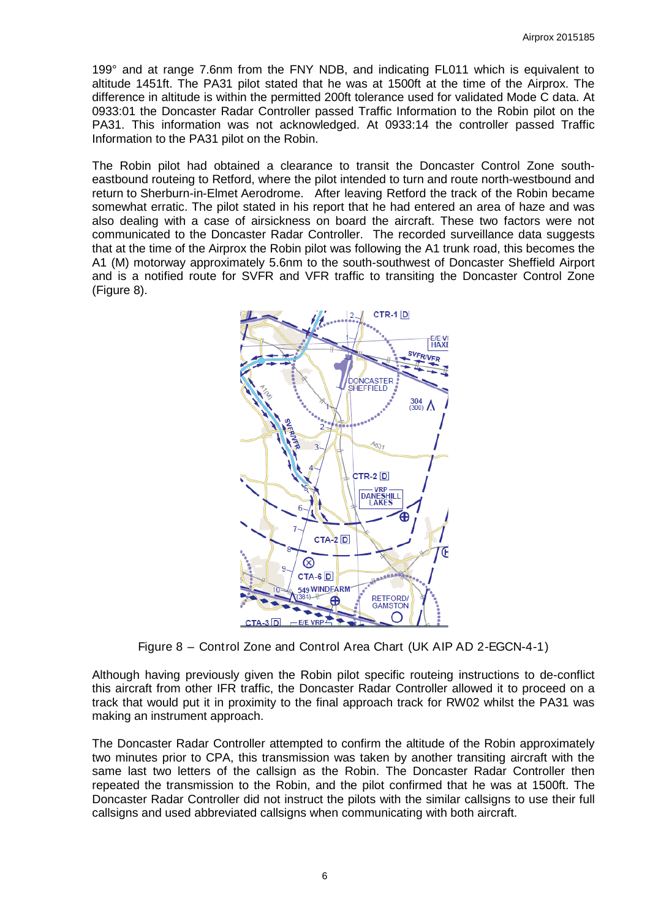199° and at range 7.6nm from the FNY NDB, and indicating FL011 which is equivalent to altitude 1451ft. The PA31 pilot stated that he was at 1500ft at the time of the Airprox. The difference in altitude is within the permitted 200ft tolerance used for validated Mode C data. At 0933:01 the Doncaster Radar Controller passed Traffic Information to the Robin pilot on the PA31. This information was not acknowledged. At 0933:14 the controller passed Traffic Information to the PA31 pilot on the Robin.

The Robin pilot had obtained a clearance to transit the Doncaster Control Zone south-eastbound routeing to Retford, where the pilot intended to turn and route north-westbound and return to Sherburn-in-Elmet Aerodrome. After leaving Retford the track of the Robin became somewhat erratic. The pilot stated in his report that he had entered an area of haze and was also dealing with a case of airsickness on board the aircraft. These two factors were not communicated to the Doncaster Radar Controller. The recorded surveillance data suggests that at the time of the Airprox the Robin pilot was following the A1 trunk road, this becomes the A1 (M) motorway approximately 5.6nm to the south-southwest of Doncaster Sheffield Airport and is a notified route for SVFR and VFR traffic to transiting the Doncaster Control Zone (Figure 8).

Figure 8 – Control Zone and Control Area Chart (UK AIP AD 2-EGCN-4-1)

Although having previously given the Robin pilot specific routeing instructions to de-conflict this aircraft from other IFR traffic, the Doncaster Radar Controller allowed it to proceed on a track that would put it in proximity to the final approach track for RW02 whilst the PA31 was making an instrument approach.

The Doncaster Radar Controller attempted to confirm the altitude of the Robin approximately two minutes prior to CPA, this transmission was taken by another transiting aircraft with the same last two letters of the callsign as the Robin. The Doncaster Radar Controller then repeated the transmission to the Robin, and the pilot confirmed that he was at 1500ft. The Doncaster Radar Controller did not instruct the pilots with the similar callsigns to use their full callsigns and used abbreviated callsigns when communicating with both aircraft.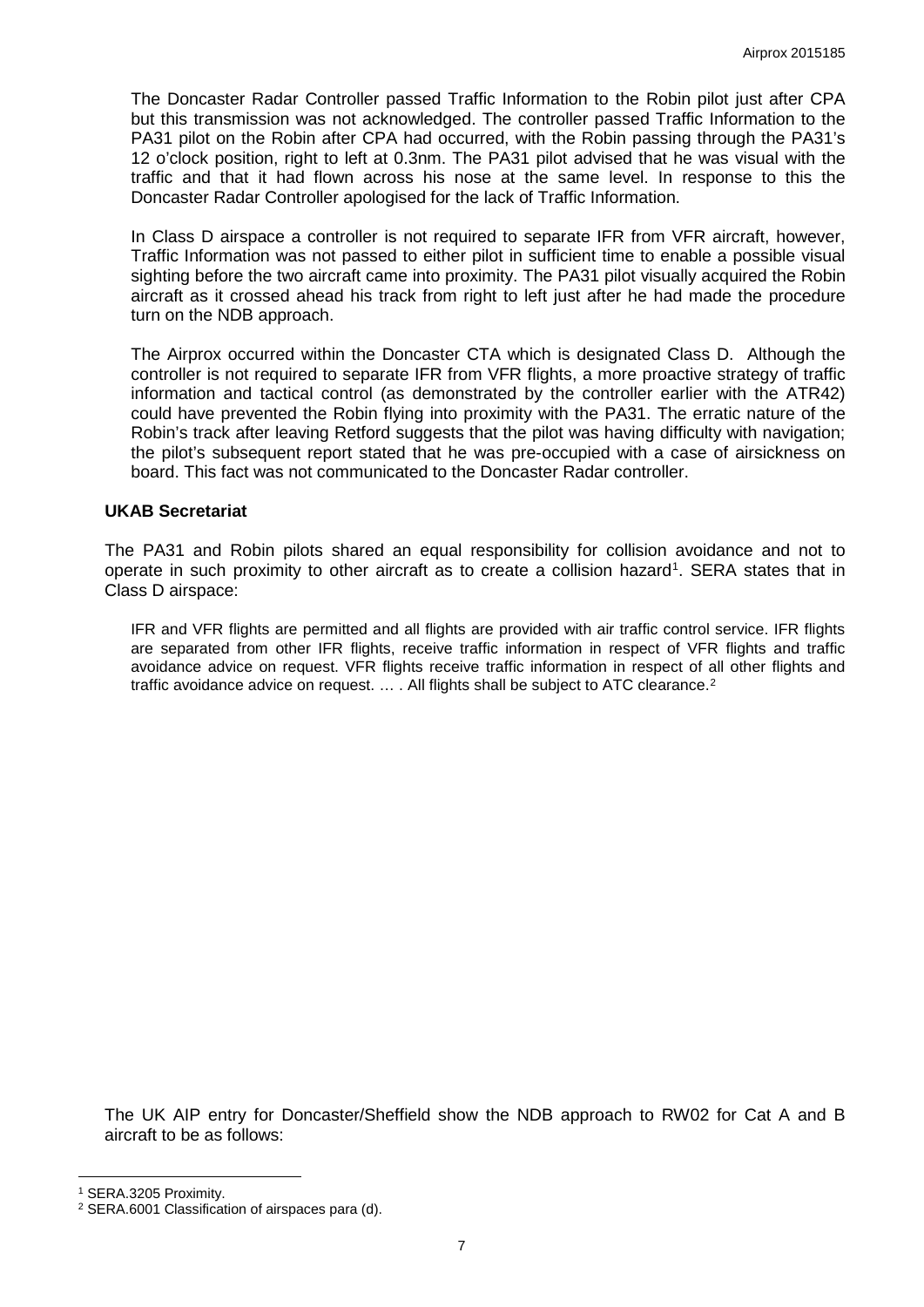The Doncaster Radar Controller passed Traffic Information to the Robin pilot just after CPA but this transmission was not acknowledged. The controller passed Traffic Information to the PA31 pilot on the Robin after CPA had occurred, with the Robin passing through the PA31's 12 o'clock position, right to left at 0.3nm. The PA31 pilot advised that he was visual with the traffic and that it had flown across his nose at the same level. In response to this the Doncaster Radar Controller apologised for the lack of Traffic Information.

In Class D airspace a controller is not required to separate IFR from VFR aircraft, however, Traffic Information was not passed to either pilot in sufficient time to enable a possible visual sighting before the two aircraft came into proximity. The PA31 pilot visually acquired the Robin aircraft as it crossed ahead his track from right to left just after he had made the procedure turn on the NDB approach.

The Airprox occurred within the Doncaster CTA which is designated Class D. Although the controller is not required to separate IFR from VFR flights, a more proactive strategy of traffic information and tactical control (as demonstrated by the controller earlier with the ATR42) could have prevented the Robin flying into proximity with the PA31. The erratic nature of the Robin's track after leaving Retford suggests that the pilot was having difficulty with navigation; the pilot's subsequent report stated that he was pre-occupied with a case of airsickness on board. This fact was not communicated to the Doncaster Radar controller.

### UKAB Secretariat

The PA31 and Robin pilots shared an equal responsibility for collision avoidance and not to operate in such proximity to other aircraft as to create a collision hazard[1]. SERA states that in Class D airspace:

> IFR and VFR flights are permitted and all flights are provided with air traffic control service. IFR flights are separated from other IFR flights, receive traffic information in respect of VFR flights and traffic avoidance advice on request. VFR flights receive traffic information in respect of all other flights and traffic avoidance advice on request. … . All flights shall be subject to ATC clearance.[2]

The UK AIP entry for Doncaster/Sheffield show the NDB approach to RW02 for Cat A and B aircraft to be as follows:

---

[1] SERA.3205 Proximity.

[2] SERA.6001 Classification of airspaces para (d).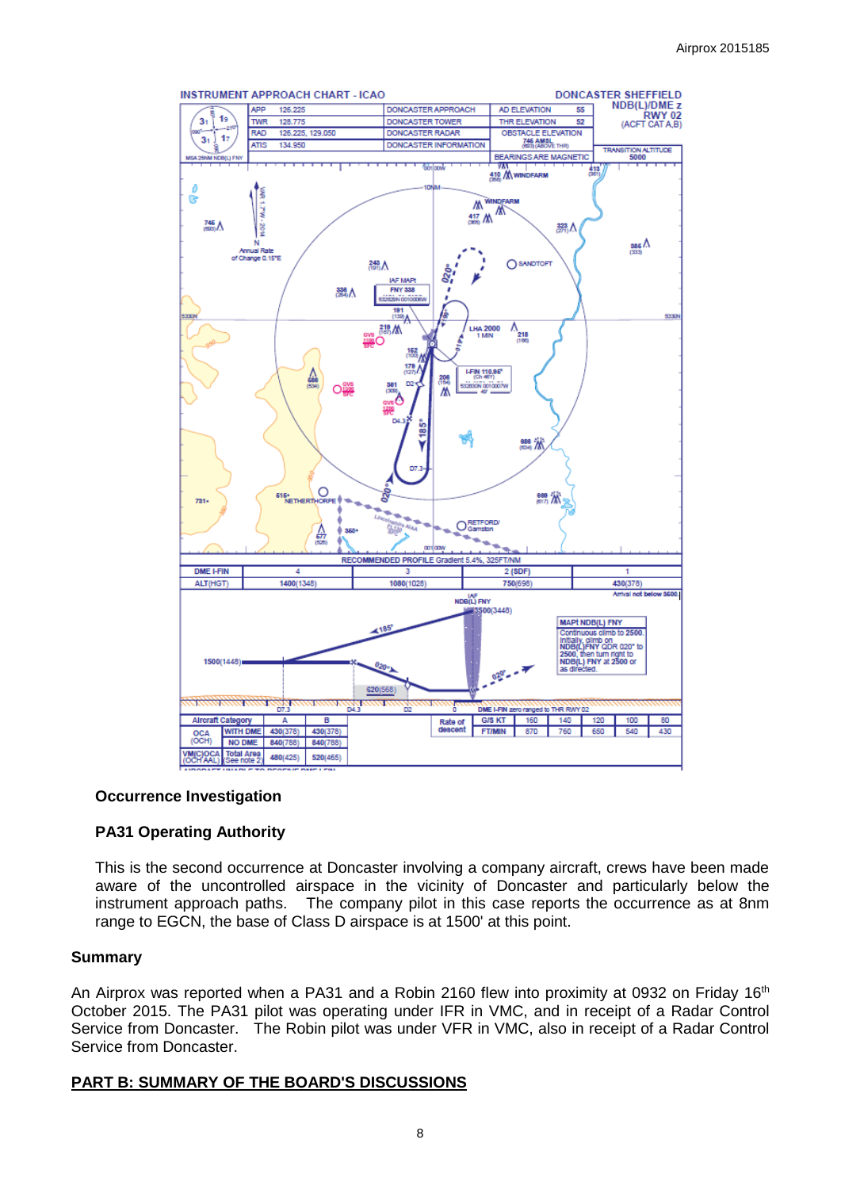## Occurrence Investigation

### PA31 Operating Authority

This is the second occurrence at Doncaster involving a company aircraft, crews have been made aware of the uncontrolled airspace in the vicinity of Doncaster and particularly below the instrument approach paths. The company pilot in this case reports the occurrence as at 8nm range to EGCN, the base of Class D airspace is at 1500' at this point.

## Summary

An Airprox was reported when a PA31 and a Robin 2160 flew into proximity at 0932 on Friday 16th October 2015. The PA31 pilot was operating under IFR in VMC, and in receipt of a Radar Control Service from Doncaster. The Robin pilot was under VFR in VMC, also in receipt of a Radar Control Service from Doncaster.

## PART B: SUMMARY OF THE BOARD'S DISCUSSIONS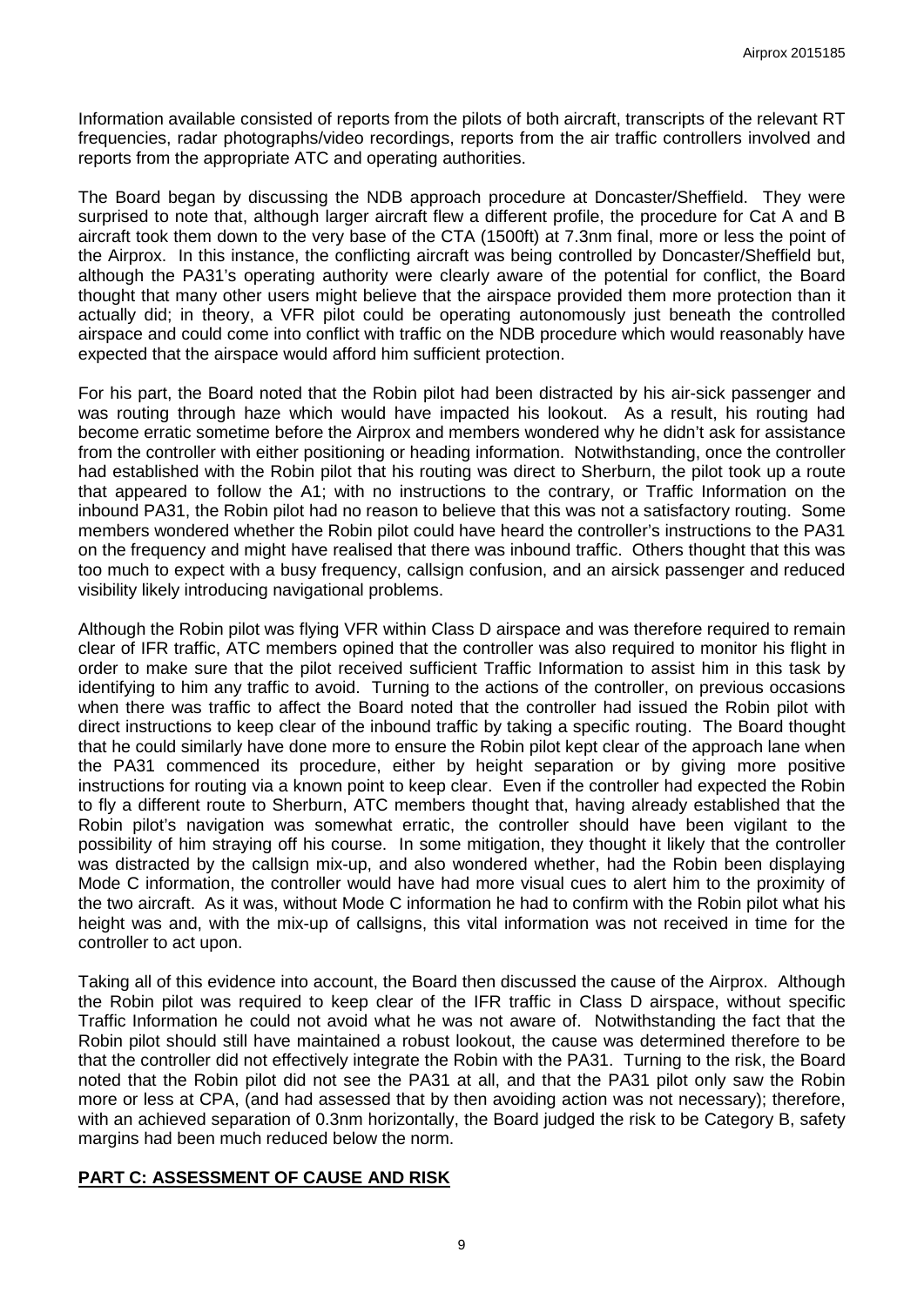Information available consisted of reports from the pilots of both aircraft, transcripts of the relevant RT frequencies, radar photographs/video recordings, reports from the air traffic controllers involved and reports from the appropriate ATC and operating authorities.

The Board began by discussing the NDB approach procedure at Doncaster/Sheffield. They were surprised to note that, although larger aircraft flew a different profile, the procedure for Cat A and B aircraft took them down to the very base of the CTA (1500ft) at 7.3nm final, more or less the point of the Airprox. In this instance, the conflicting aircraft was being controlled by Doncaster/Sheffield but, although the PA31's operating authority were clearly aware of the potential for conflict, the Board thought that many other users might believe that the airspace provided them more protection than it actually did; in theory, a VFR pilot could be operating autonomously just beneath the controlled airspace and could come into conflict with traffic on the NDB procedure which would reasonably have expected that the airspace would afford him sufficient protection.

For his part, the Board noted that the Robin pilot had been distracted by his air-sick passenger and was routing through haze which would have impacted his lookout. As a result, his routing had become erratic sometime before the Airprox and members wondered why he didn't ask for assistance from the controller with either positioning or heading information. Notwithstanding, once the controller had established with the Robin pilot that his routing was direct to Sherburn, the pilot took up a route that appeared to follow the A1; with no instructions to the contrary, or Traffic Information on the inbound PA31, the Robin pilot had no reason to believe that this was not a satisfactory routing. Some members wondered whether the Robin pilot could have heard the controller's instructions to the PA31 on the frequency and might have realised that there was inbound traffic. Others thought that this was too much to expect with a busy frequency, callsign confusion, and an airsick passenger and reduced visibility likely introducing navigational problems.

Although the Robin pilot was flying VFR within Class D airspace and was therefore required to remain clear of IFR traffic, ATC members opined that the controller was also required to monitor his flight in order to make sure that the pilot received sufficient Traffic Information to assist him in this task by identifying to him any traffic to avoid. Turning to the actions of the controller, on previous occasions when there was traffic to affect the Board noted that the controller had issued the Robin pilot with direct instructions to keep clear of the inbound traffic by taking a specific routing. The Board thought that he could similarly have done more to ensure the Robin pilot kept clear of the approach lane when the PA31 commenced its procedure, either by height separation or by giving more positive instructions for routing via a known point to keep clear. Even if the controller had expected the Robin to fly a different route to Sherburn, ATC members thought that, having already established that the Robin pilot's navigation was somewhat erratic, the controller should have been vigilant to the possibility of him straying off his course. In some mitigation, they thought it likely that the controller was distracted by the callsign mix-up, and also wondered whether, had the Robin been displaying Mode C information, the controller would have had more visual cues to alert him to the proximity of the two aircraft. As it was, without Mode C information he had to confirm with the Robin pilot what his height was and, with the mix-up of callsigns, this vital information was not received in time for the controller to act upon.

Taking all of this evidence into account, the Board then discussed the cause of the Airprox. Although the Robin pilot was required to keep clear of the IFR traffic in Class D airspace, without specific Traffic Information he could not avoid what he was not aware of. Notwithstanding the fact that the Robin pilot should still have maintained a robust lookout, the cause was determined therefore to be that the controller did not effectively integrate the Robin with the PA31. Turning to the risk, the Board noted that the Robin pilot did not see the PA31 at all, and that the PA31 pilot only saw the Robin more or less at CPA, (and had assessed that by then avoiding action was not necessary); therefore, with an achieved separation of 0.3nm horizontally, the Board judged the risk to be Category B, safety margins had been much reduced below the norm.

## PART C: ASSESSMENT OF CAUSE AND RISK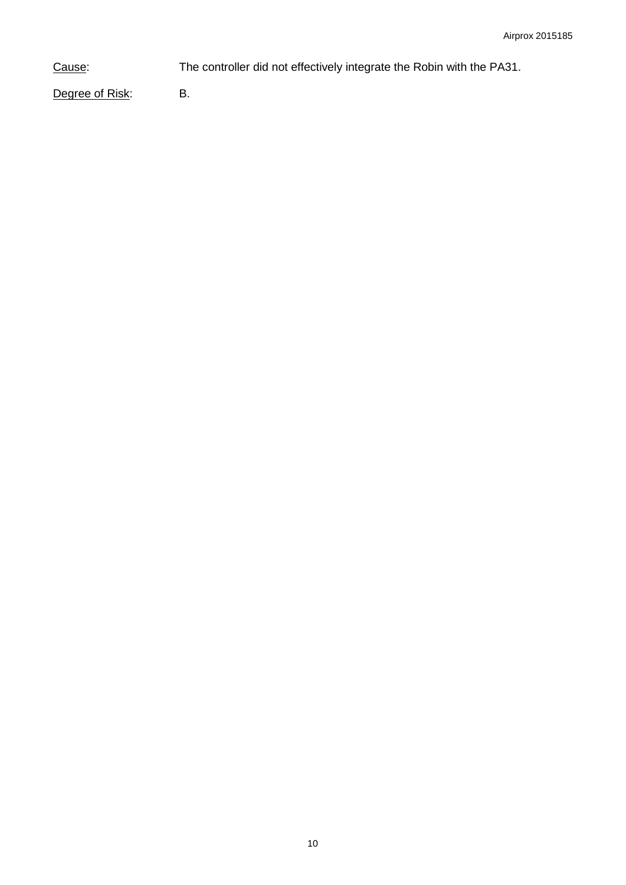Cause: The controller did not effectively integrate the Robin with the PA31.

Degree of Risk: B.